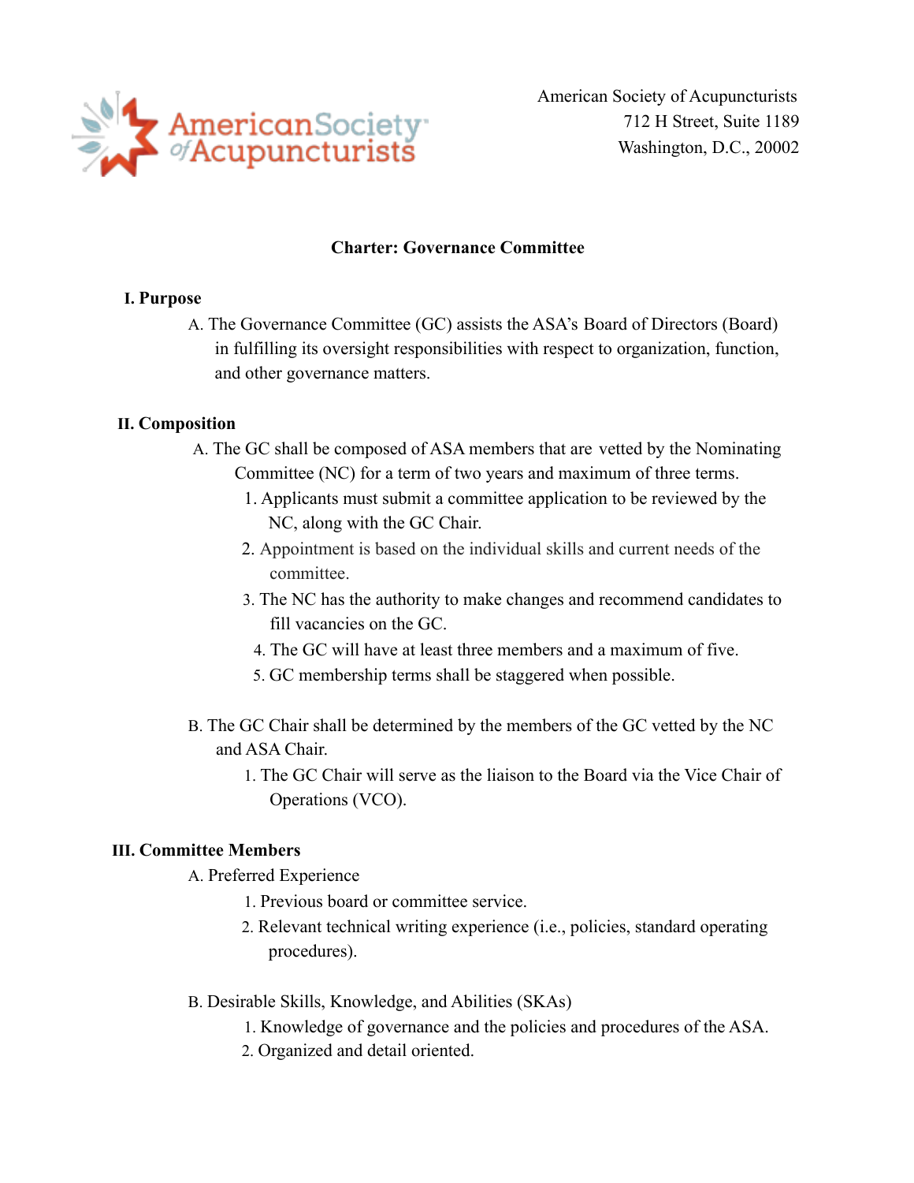American Society of Acupuncturists
712 H Street, Suite 1189
Washington, D.C., 20002

# Charter: Governance Committee

## I. Purpose

A. The Governance Committee (GC) assists the ASA's Board of Directors (Board) in fulfilling its oversight responsibilities with respect to organization, function, and other governance matters.

## II. Composition

A. The GC shall be composed of ASA members that are vetted by the Nominating Committee (NC) for a term of two years and maximum of three terms.

1. Applicants must submit a committee application to be reviewed by the NC, along with the GC Chair.
2. Appointment is based on the individual skills and current needs of the committee.
3. The NC has the authority to make changes and recommend candidates to fill vacancies on the GC.
4. The GC will have at least three members and a maximum of five.
5. GC membership terms shall be staggered when possible.

B. The GC Chair shall be determined by the members of the GC vetted by the NC and ASA Chair.

1. The GC Chair will serve as the liaison to the Board via the Vice Chair of Operations (VCO).

## III. Committee Members

A. Preferred Experience

1. Previous board or committee service.
2. Relevant technical writing experience (i.e., policies, standard operating procedures).

B. Desirable Skills, Knowledge, and Abilities (SKAs)

1. Knowledge of governance and the policies and procedures of the ASA.
2. Organized and detail oriented.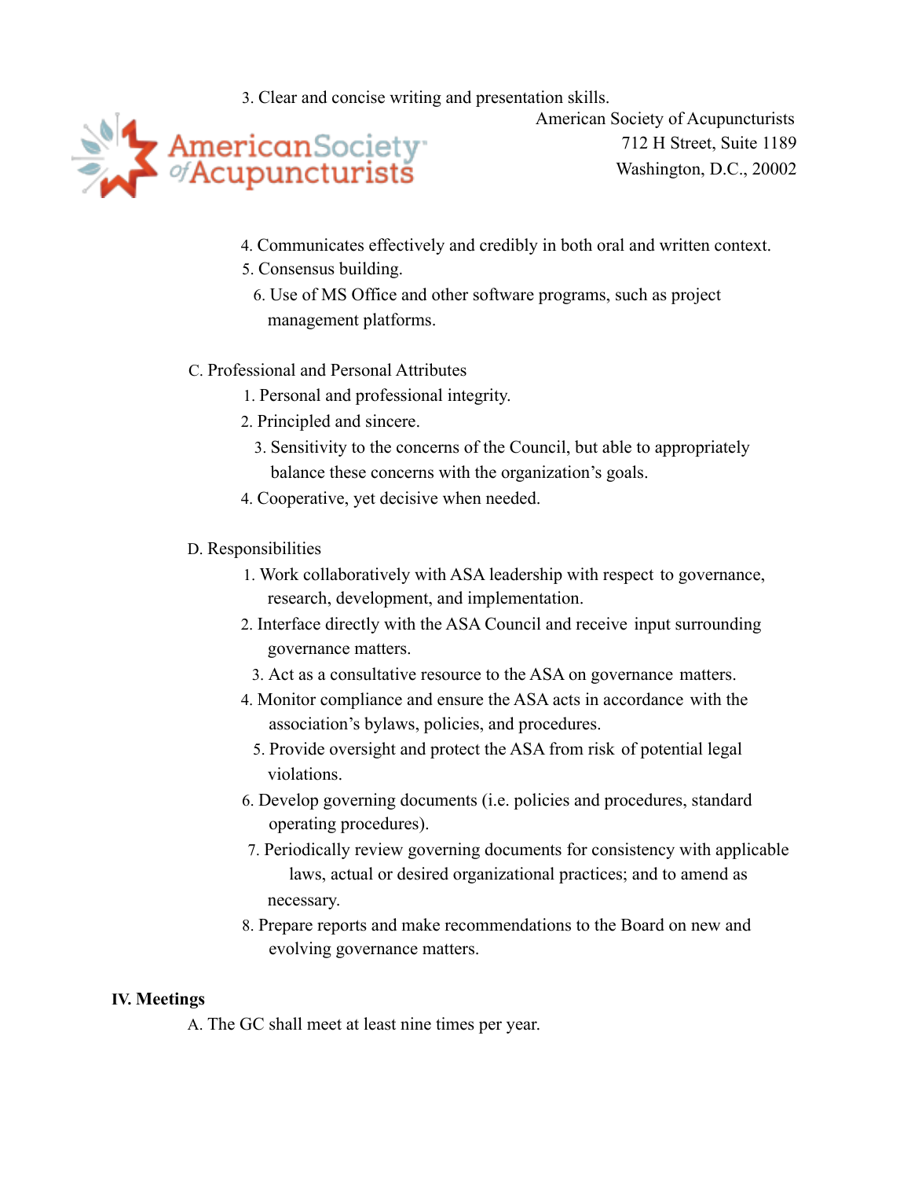3. Clear and concise writing and presentation skills.

4. Communicates effectively and credibly in both oral and written context.
5. Consensus building.
6. Use of MS Office and other software programs, such as project management platforms.

C. Professional and Personal Attributes

1. Personal and professional integrity.
2. Principled and sincere.
3. Sensitivity to the concerns of the Council, but able to appropriately balance these concerns with the organization's goals.
4. Cooperative, yet decisive when needed.

D. Responsibilities

1. Work collaboratively with ASA leadership with respect to governance, research, development, and implementation.
2. Interface directly with the ASA Council and receive input surrounding governance matters.
3. Act as a consultative resource to the ASA on governance matters.
4. Monitor compliance and ensure the ASA acts in accordance with the association's bylaws, policies, and procedures.
5. Provide oversight and protect the ASA from risk of potential legal violations.
6. Develop governing documents (i.e. policies and procedures, standard operating procedures).
7. Periodically review governing documents for consistency with applicable laws, actual or desired organizational practices; and to amend as necessary.
8. Prepare reports and make recommendations to the Board on new and evolving governance matters.

**IV. Meetings**

A. The GC shall meet at least nine times per year.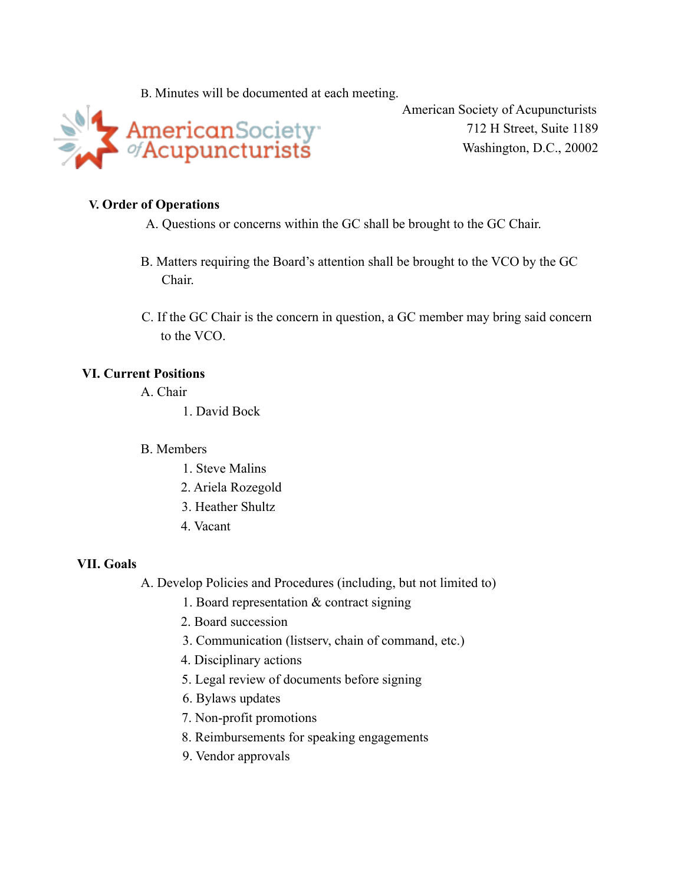B. Minutes will be documented at each meeting.

American Society of Acupuncturists
712 H Street, Suite 1189
Washington, D.C., 20002

**V. Order of Operations**

A. Questions or concerns within the GC shall be brought to the GC Chair.

B. Matters requiring the Board's attention shall be brought to the VCO by the GC Chair.

C. If the GC Chair is the concern in question, a GC member may bring said concern to the VCO.

**VI. Current Positions**

A. Chair
   1. David Bock

B. Members
   1. Steve Malins
   2. Ariela Rozegold
   3. Heather Shultz
   4. Vacant

**VII. Goals**

A. Develop Policies and Procedures (including, but not limited to)
   1. Board representation & contract signing
   2. Board succession
   3. Communication (listserv, chain of command, etc.)
   4. Disciplinary actions
   5. Legal review of documents before signing
   6. Bylaws updates
   7. Non-profit promotions
   8. Reimbursements for speaking engagements
   9. Vendor approvals